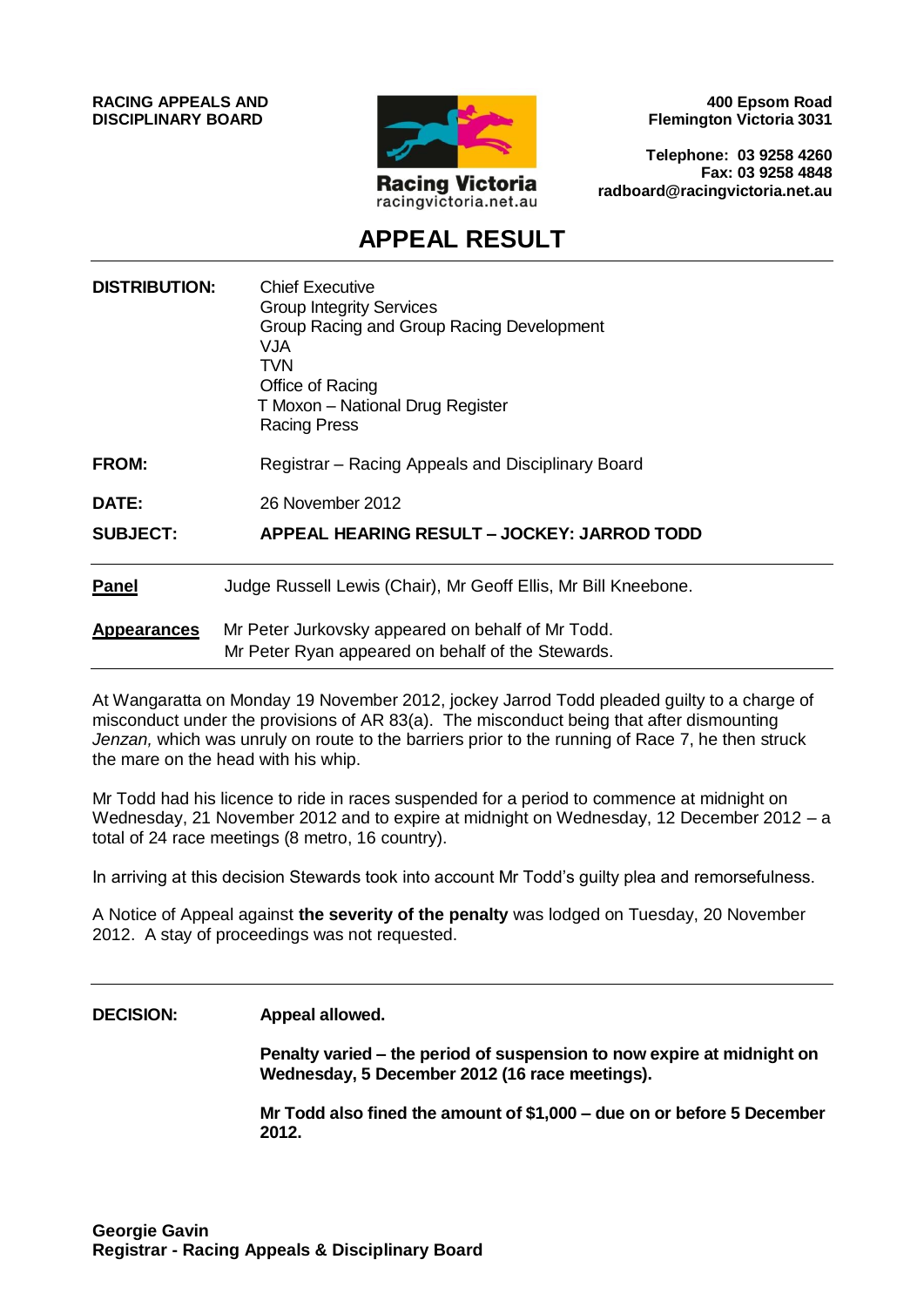**RACING APPEALS AND DISCIPLINARY BOARD**

Racing Victoria
racingvictoria.net.au

**400 Epsom Road**
**Flemington Victoria 3031**

**Telephone: 03 9258 4260**
**Fax: 03 9258 4848**
**radboard@racingvictoria.net.au**

# APPEAL RESULT

| | |
|---|---|
| **DISTRIBUTION:** | Chief Executive<br>Group Integrity Services<br>Group Racing and Group Racing Development<br>VJA<br>TVN<br>Office of Racing<br>T Moxon – National Drug Register<br>Racing Press |
| **FROM:** | Registrar – Racing Appeals and Disciplinary Board |
| **DATE:** | 26 November 2012 |
| **SUBJECT:** | **APPEAL HEARING RESULT – JOCKEY: JARROD TODD** |

**Panel** Judge Russell Lewis (Chair), Mr Geoff Ellis, Mr Bill Kneebone.

**Appearances** Mr Peter Jurkovsky appeared on behalf of Mr Todd.
Mr Peter Ryan appeared on behalf of the Stewards.

At Wangaratta on Monday 19 November 2012, jockey Jarrod Todd pleaded guilty to a charge of misconduct under the provisions of AR 83(a). The misconduct being that after dismounting *Jenzan,* which was unruly on route to the barriers prior to the running of Race 7, he then struck the mare on the head with his whip.

Mr Todd had his licence to ride in races suspended for a period to commence at midnight on Wednesday, 21 November 2012 and to expire at midnight on Wednesday, 12 December 2012 – a total of 24 race meetings (8 metro, 16 country).

In arriving at this decision Stewards took into account Mr Todd's guilty plea and remorsefulness.

A Notice of Appeal against **the severity of the penalty** was lodged on Tuesday, 20 November 2012. A stay of proceedings was not requested.

**DECISION:** **Appeal allowed.**

**Penalty varied – the period of suspension to now expire at midnight on Wednesday, 5 December 2012 (16 race meetings).**

**Mr Todd also fined the amount of $1,000 – due on or before 5 December 2012.**

**Georgie Gavin**
**Registrar - Racing Appeals & Disciplinary Board**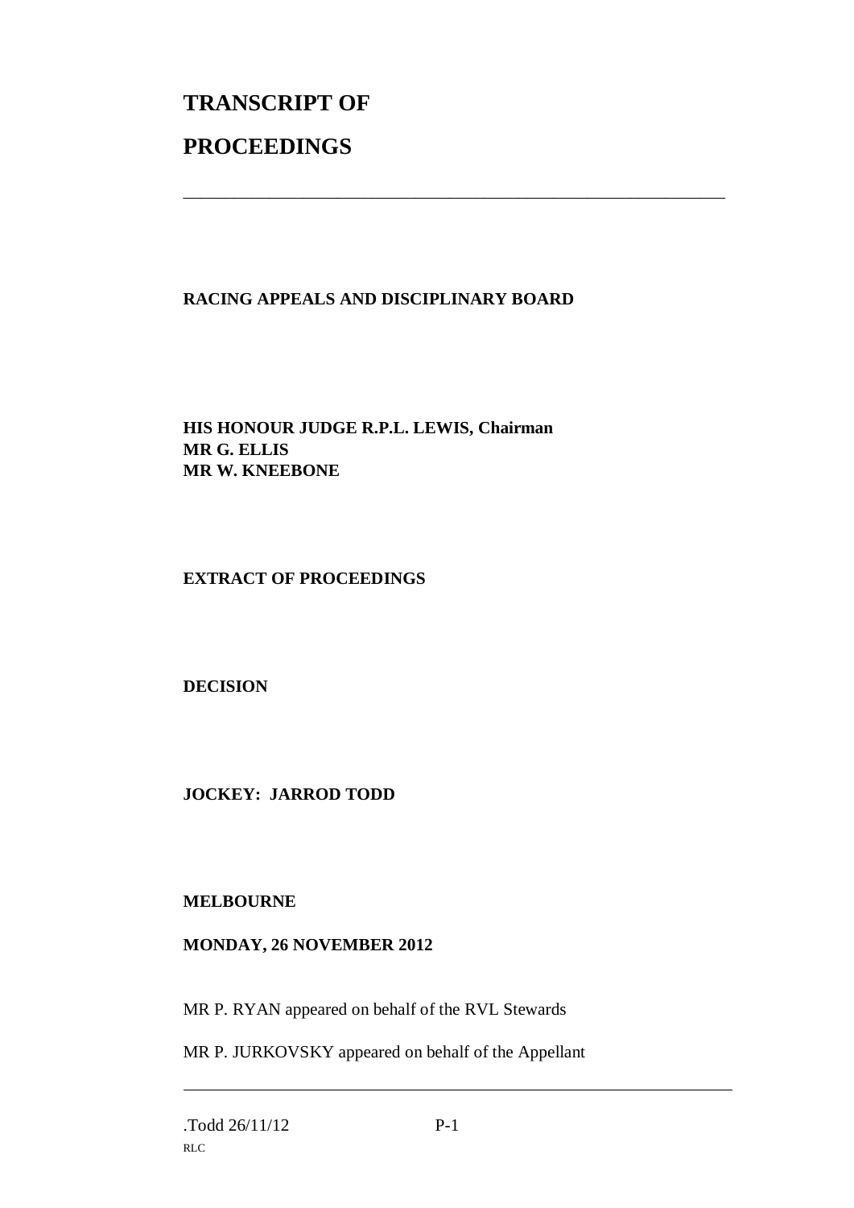# TRANSCRIPT OF

# PROCEEDINGS

---

**RACING APPEALS AND DISCIPLINARY BOARD**

**HIS HONOUR JUDGE R.P.L. LEWIS, Chairman**
**MR G. ELLIS**
**MR W. KNEEBONE**

**EXTRACT OF PROCEEDINGS**

**DECISION**

**JOCKEY: JARROD TODD**

**MELBOURNE**

**MONDAY, 26 NOVEMBER 2012**

MR P. RYAN appeared on behalf of the RVL Stewards

MR P. JURKOVSKY appeared on behalf of the Appellant

---

.Todd 26/11/12

RLC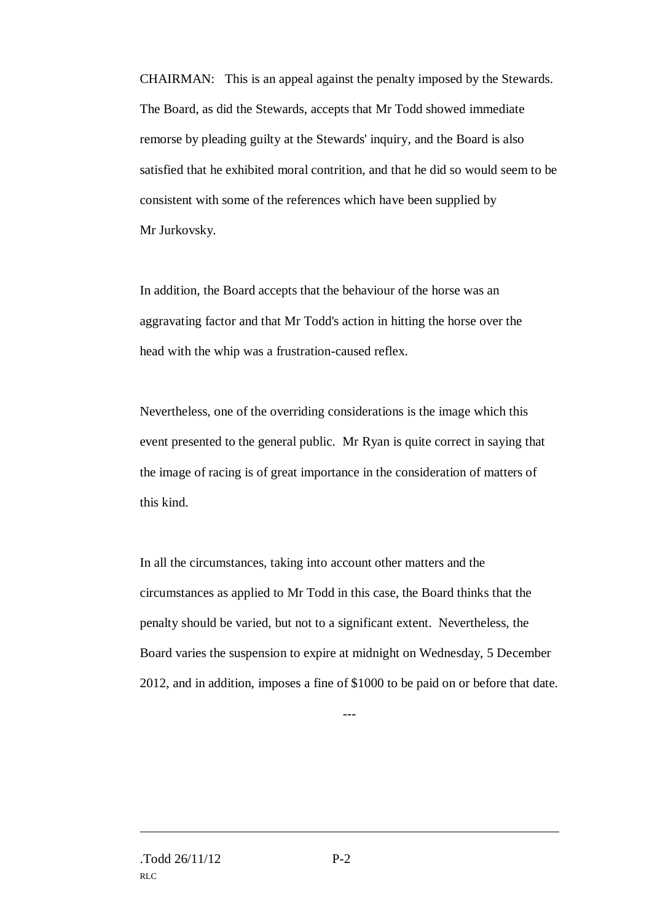CHAIRMAN: This is an appeal against the penalty imposed by the Stewards. The Board, as did the Stewards, accepts that Mr Todd showed immediate remorse by pleading guilty at the Stewards' inquiry, and the Board is also satisfied that he exhibited moral contrition, and that he did so would seem to be consistent with some of the references which have been supplied by Mr Jurkovsky.

In addition, the Board accepts that the behaviour of the horse was an aggravating factor and that Mr Todd's action in hitting the horse over the head with the whip was a frustration-caused reflex.

Nevertheless, one of the overriding considerations is the image which this event presented to the general public. Mr Ryan is quite correct in saying that the image of racing is of great importance in the consideration of matters of this kind.

In all the circumstances, taking into account other matters and the circumstances as applied to Mr Todd in this case, the Board thinks that the penalty should be varied, but not to a significant extent. Nevertheless, the Board varies the suspension to expire at midnight on Wednesday, 5 December 2012, and in addition, imposes a fine of $1000 to be paid on or before that date.

---